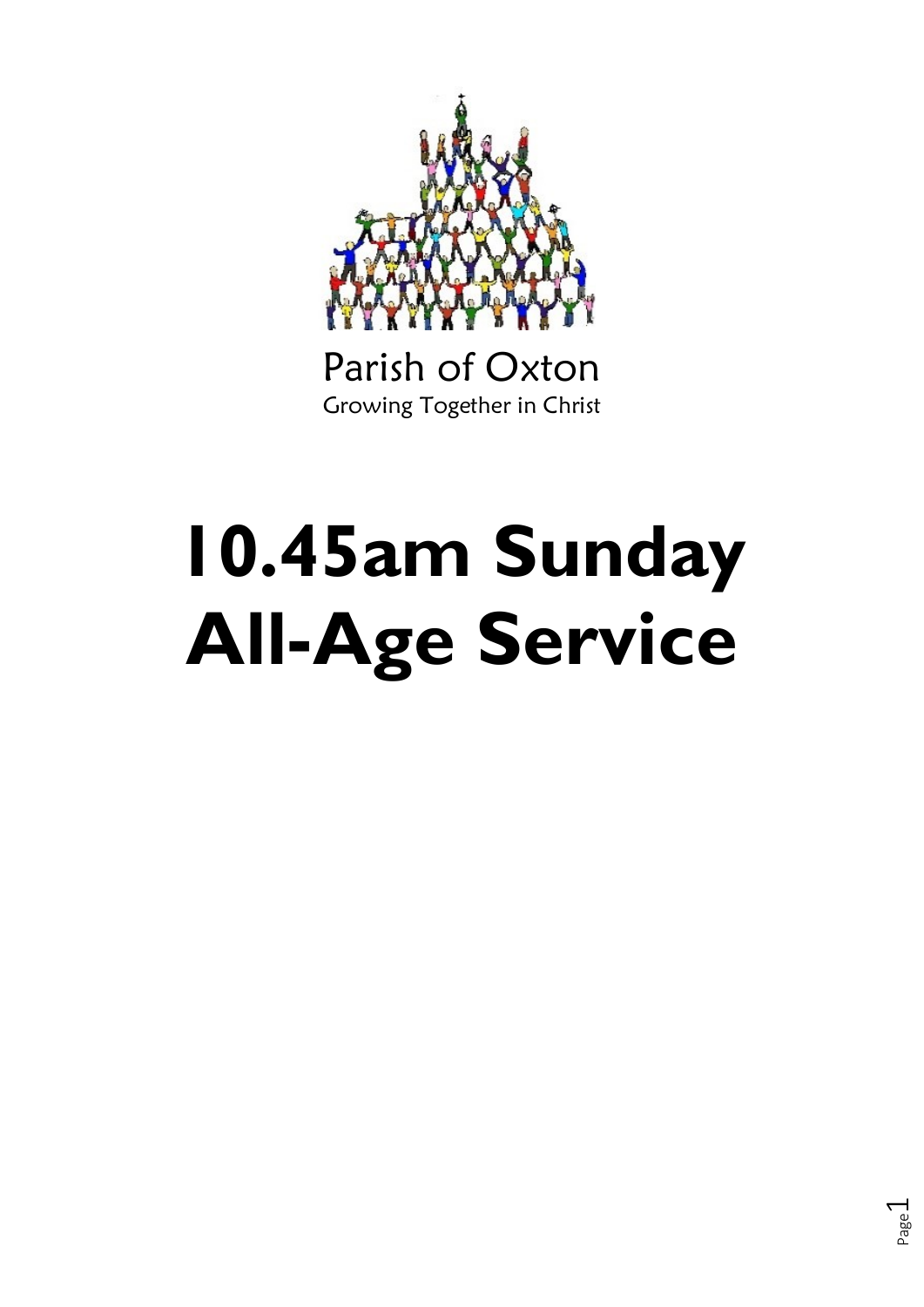Parish of Oxton

Growing Together in Christ

# 10.45am Sunday All-Age Service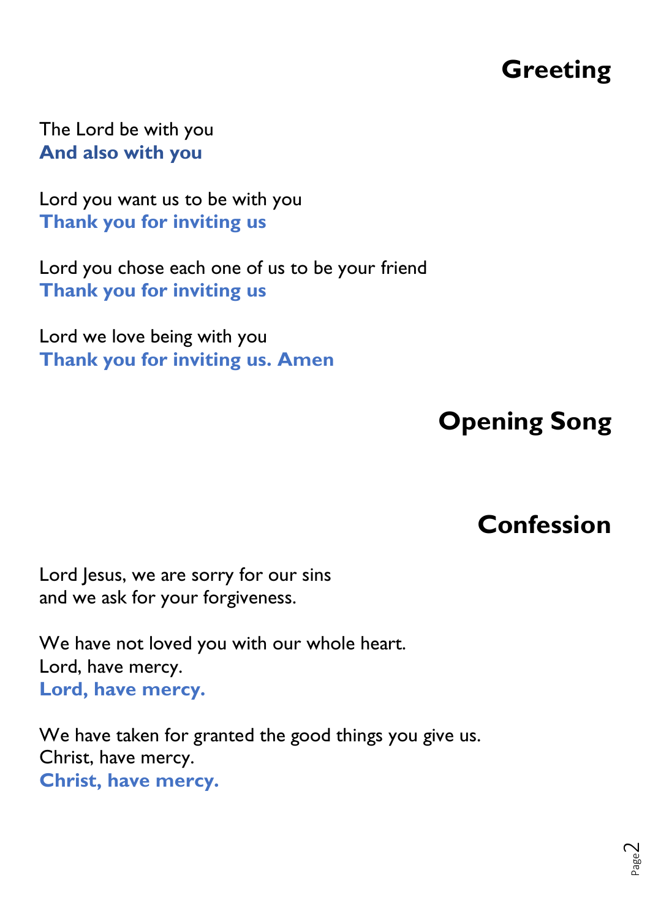## Greeting

The Lord be with you
**And also with you**

Lord you want us to be with you
**Thank you for inviting us**

Lord you chose each one of us to be your friend
**Thank you for inviting us**

Lord we love being with you
**Thank you for inviting us. Amen**

## Opening Song

## Confession

Lord Jesus, we are sorry for our sins
and we ask for your forgiveness.

We have not loved you with our whole heart.
Lord, have mercy.
**Lord, have mercy.**

We have taken for granted the good things you give us.
Christ, have mercy.
**Christ, have mercy.**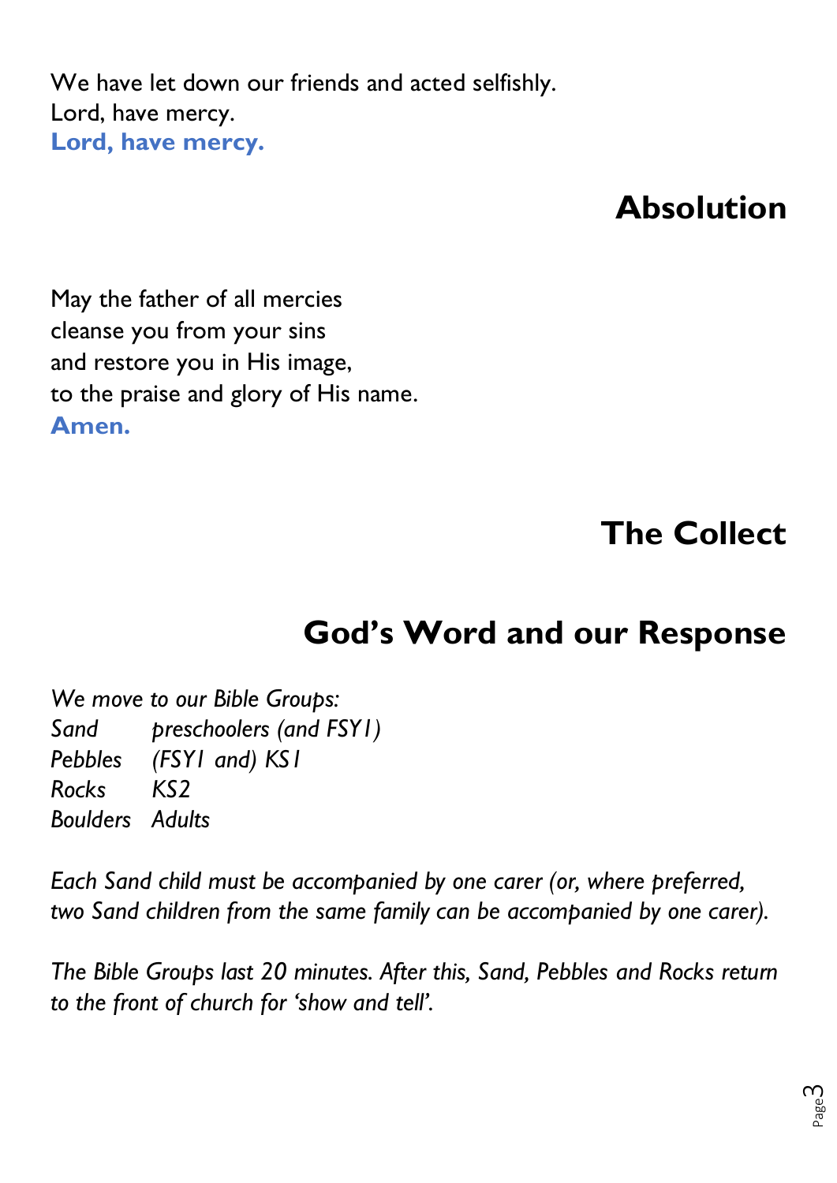We have let down our friends and acted selfishly.
Lord, have mercy.
**Lord, have mercy.**

## Absolution

May the father of all mercies
cleanse you from your sins
and restore you in His image,
to the praise and glory of His name.
**Amen.**

## The Collect

## God's Word and our Response

*We move to our Bible Groups:*
*Sand preschoolers (and FSY1)*
*Pebbles (FSY1 and) KS1*
*Rocks KS2*
*Boulders Adults*

*Each Sand child must be accompanied by one carer (or, where preferred, two Sand children from the same family can be accompanied by one carer).*

*The Bible Groups last 20 minutes. After this, Sand, Pebbles and Rocks return to the front of church for 'show and tell'.*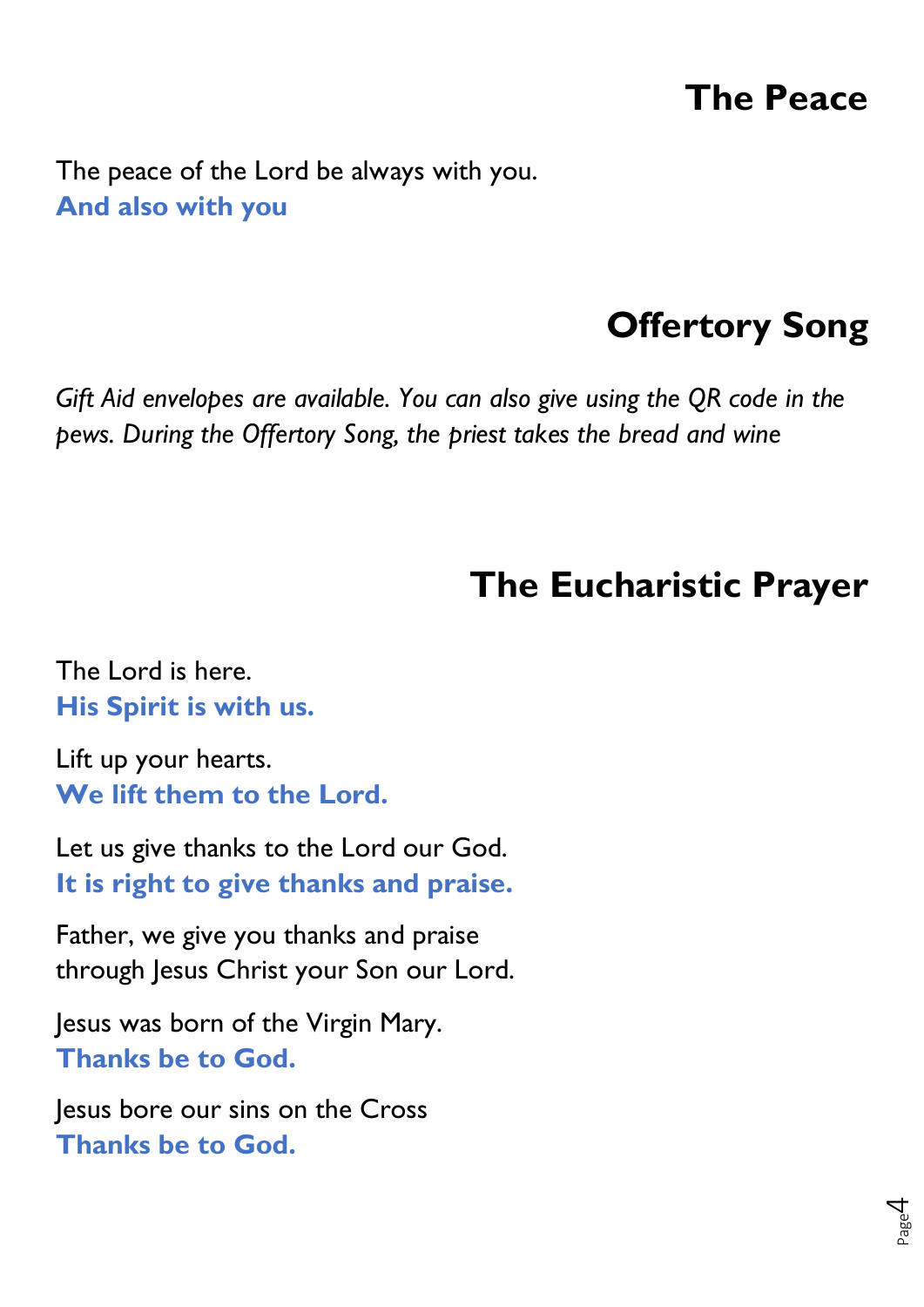## The Peace

The peace of the Lord be always with you.
**And also with you**

## Offertory Song

*Gift Aid envelopes are available. You can also give using the QR code in the pews. During the Offertory Song, the priest takes the bread and wine*

## The Eucharistic Prayer

The Lord is here.
**His Spirit is with us.**

Lift up your hearts.
**We lift them to the Lord.**

Let us give thanks to the Lord our God.
**It is right to give thanks and praise.**

Father, we give you thanks and praise
through Jesus Christ your Son our Lord.

Jesus was born of the Virgin Mary.
**Thanks be to God.**

Jesus bore our sins on the Cross
**Thanks be to God.**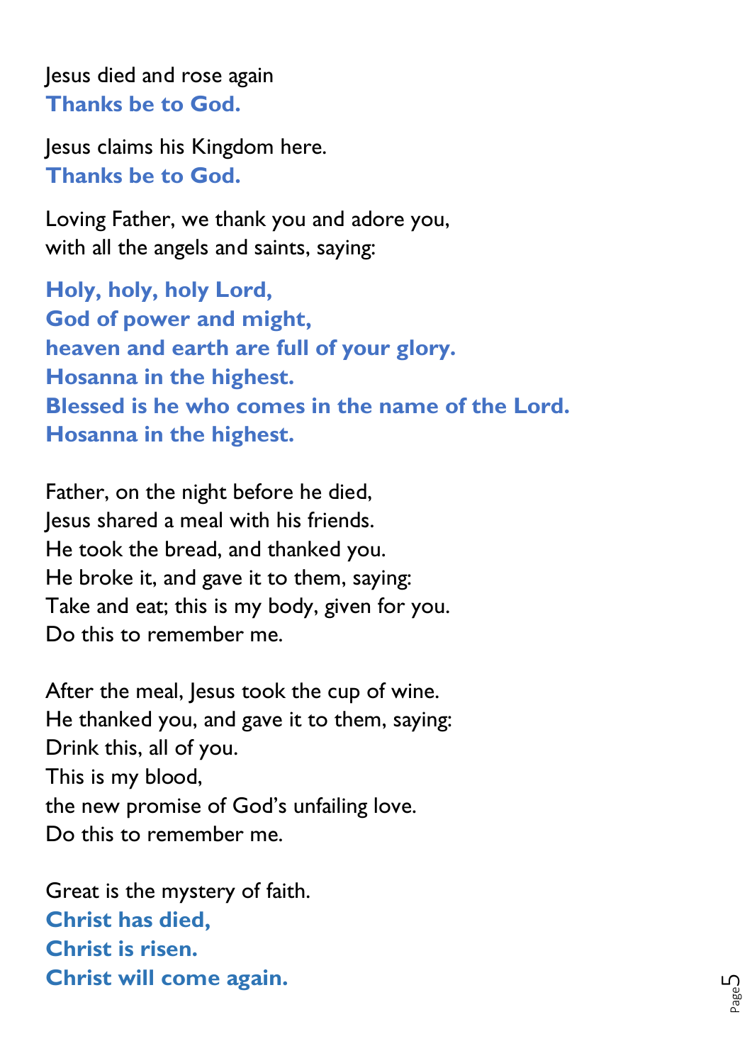Jesus died and rose again
**Thanks be to God.**

Jesus claims his Kingdom here.
**Thanks be to God.**

Loving Father, we thank you and adore you,
with all the angels and saints, saying:

**Holy, holy, holy Lord,**
**God of power and might,**
**heaven and earth are full of your glory.**
**Hosanna in the highest.**
**Blessed is he who comes in the name of the Lord.**
**Hosanna in the highest.**

Father, on the night before he died,
Jesus shared a meal with his friends.
He took the bread, and thanked you.
He broke it, and gave it to them, saying:
Take and eat; this is my body, given for you.
Do this to remember me.

After the meal, Jesus took the cup of wine.
He thanked you, and gave it to them, saying:
Drink this, all of you.
This is my blood,
the new promise of God's unfailing love.
Do this to remember me.

Great is the mystery of faith.
**Christ has died,**
**Christ is risen.**
**Christ will come again.**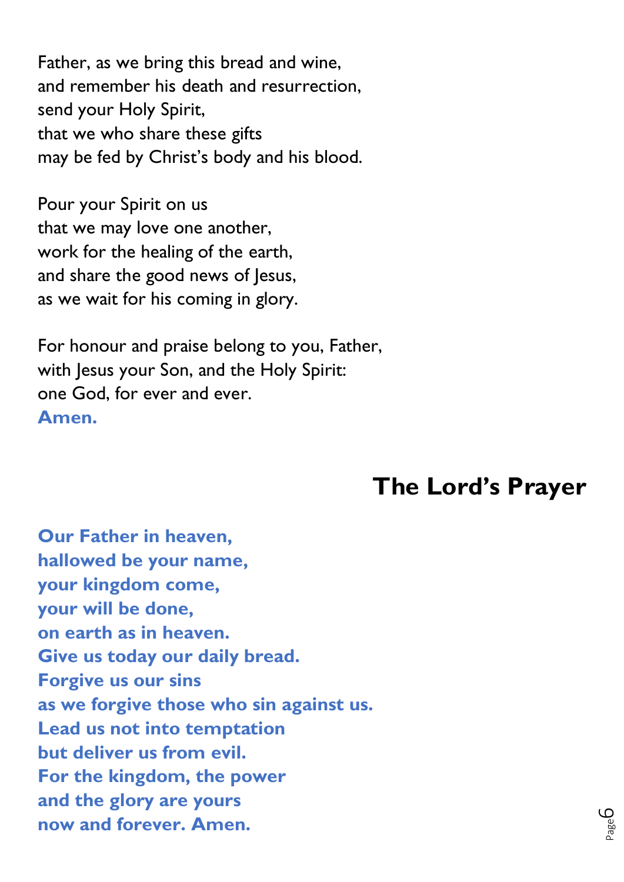Father, as we bring this bread and wine,
and remember his death and resurrection,
send your Holy Spirit,
that we who share these gifts
may be fed by Christ's body and his blood.

Pour your Spirit on us
that we may love one another,
work for the healing of the earth,
and share the good news of Jesus,
as we wait for his coming in glory.

For honour and praise belong to you, Father,
with Jesus your Son, and the Holy Spirit:
one God, for ever and ever.
**Amen.**

## The Lord's Prayer

**Our Father in heaven,
hallowed be your name,
your kingdom come,
your will be done,
on earth as in heaven.
Give us today our daily bread.
Forgive us our sins
as we forgive those who sin against us.
Lead us not into temptation
but deliver us from evil.
For the kingdom, the power
and the glory are yours
now and forever. Amen.**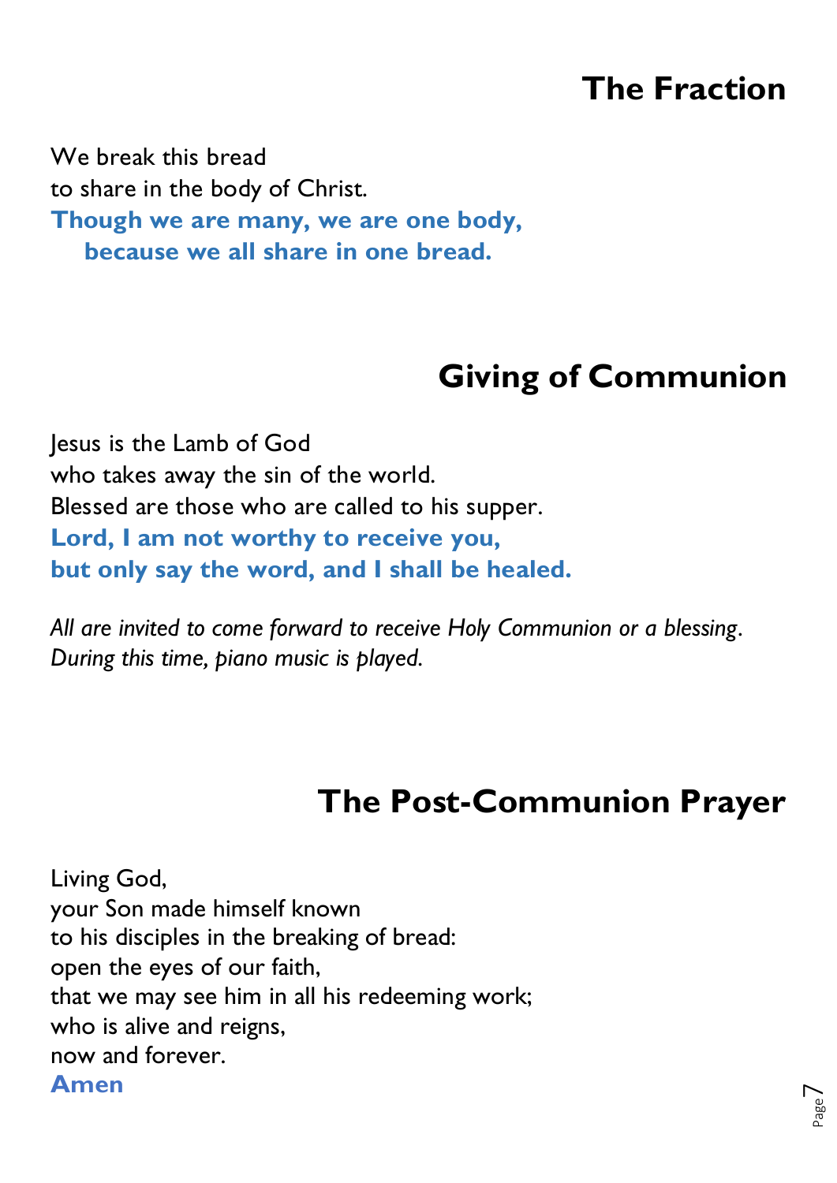## The Fraction

We break this bread
to share in the body of Christ.
**Though we are many, we are one body,**
**because we all share in one bread.**

## Giving of Communion

Jesus is the Lamb of God
who takes away the sin of the world.
Blessed are those who are called to his supper.
**Lord, I am not worthy to receive you,**
**but only say the word, and I shall be healed.**

*All are invited to come forward to receive Holy Communion or a blessing.*
*During this time, piano music is played.*

## The Post-Communion Prayer

Living God,
your Son made himself known
to his disciples in the breaking of bread:
open the eyes of our faith,
that we may see him in all his redeeming work;
who is alive and reigns,
now and forever.
**Amen**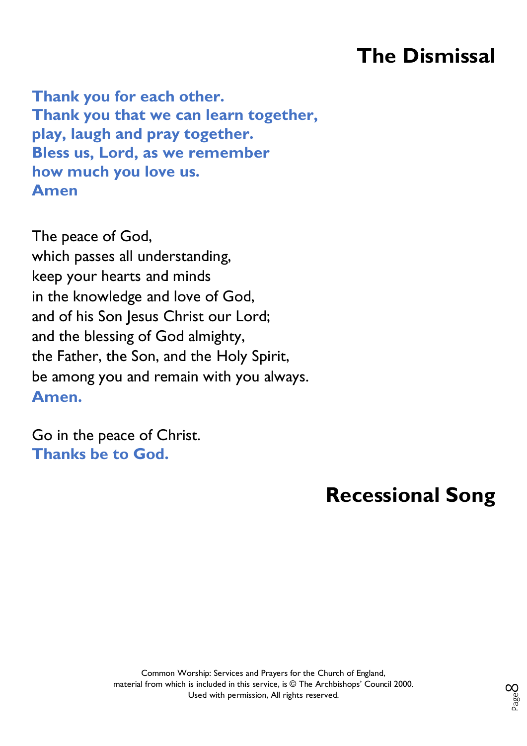## The Dismissal

**Thank you for each other.**
**Thank you that we can learn together,**
**play, laugh and pray together.**
**Bless us, Lord, as we remember**
**how much you love us.**
**Amen**

The peace of God,
which passes all understanding,
keep your hearts and minds
in the knowledge and love of God,
and of his Son Jesus Christ our Lord;
and the blessing of God almighty,
the Father, the Son, and the Holy Spirit,
be among you and remain with you always.
**Amen.**

Go in the peace of Christ.
**Thanks be to God.**

## Recessional Song

Common Worship: Services and Prayers for the Church of England,
material from which is included in this service, is © The Archbishops' Council 2000.
Used with permission, All rights reserved.